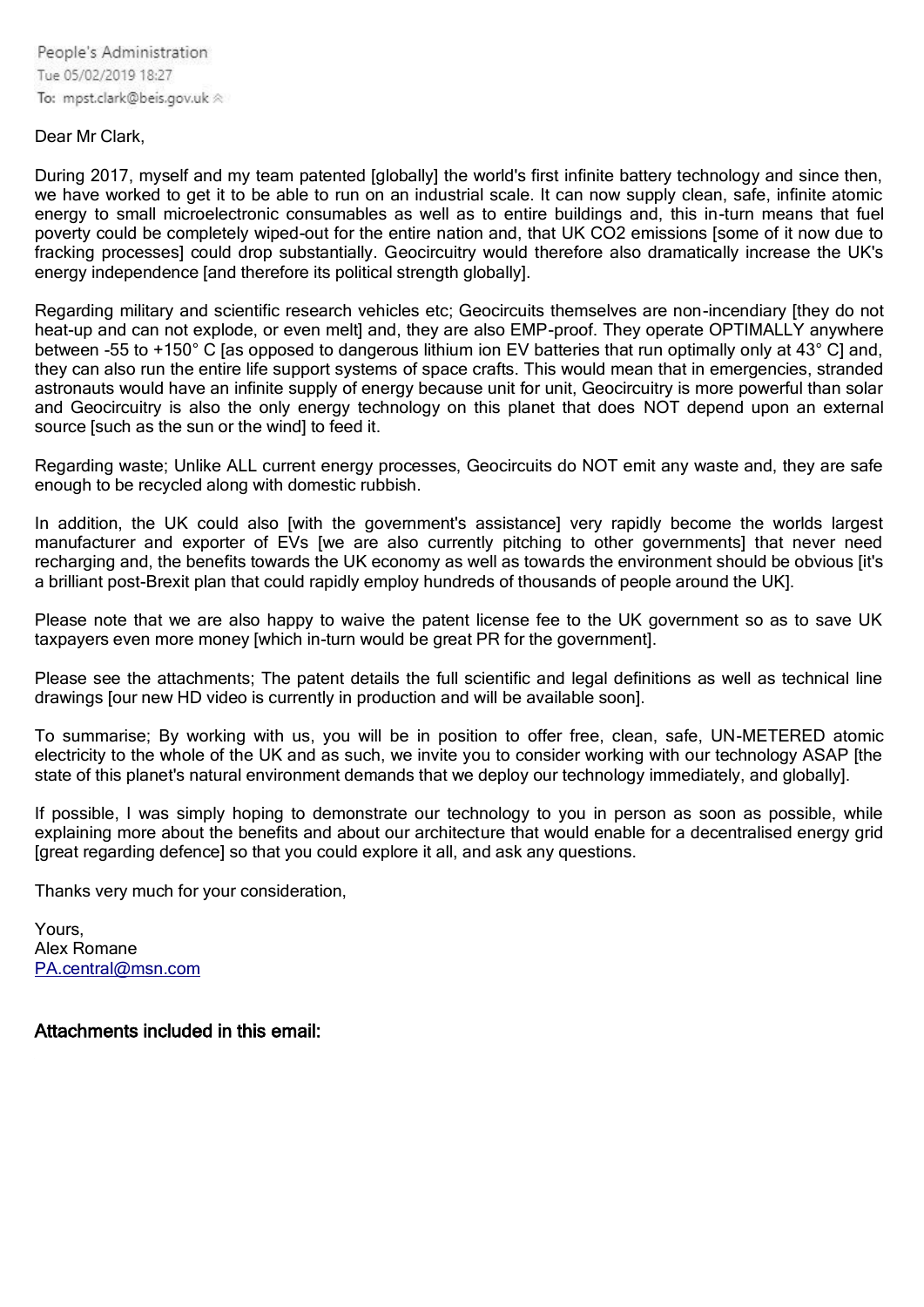People's Administration
Tue 05/02/2019 18:27
To: mpst.clark@beis.gov.uk

Dear Mr Clark,

During 2017, myself and my team patented [globally] the world's first infinite battery technology and since then, we have worked to get it to be able to run on an industrial scale. It can now supply clean, safe, infinite atomic energy to small microelectronic consumables as well as to entire buildings and, this in-turn means that fuel poverty could be completely wiped-out for the entire nation and, that UK $CO_2$ emissions [some of it now due to fracking processes] could drop substantially. Geocircuitry would therefore also dramatically increase the UK's energy independence [and therefore its political strength globally].

Regarding military and scientific research vehicles etc; Geocircuits themselves are non-incendiary [they do not heat-up and can not explode, or even melt] and, they are also EMP-proof. They operate OPTIMALLY anywhere between -55 to +150° C [as opposed to dangerous lithium ion EV batteries that run optimally only at 43° C] and, they can also run the entire life support systems of space crafts. This would mean that in emergencies, stranded astronauts would have an infinite supply of energy because unit for unit, Geocircuitry is more powerful than solar and Geocircuitry is also the only energy technology on this planet that does NOT depend upon an external source [such as the sun or the wind] to feed it.

Regarding waste; Unlike ALL current energy processes, Geocircuits do NOT emit any waste and, they are safe enough to be recycled along with domestic rubbish.

In addition, the UK could also [with the government's assistance] very rapidly become the worlds largest manufacturer and exporter of EVs [we are also currently pitching to other governments] that never need recharging and, the benefits towards the UK economy as well as towards the environment should be obvious [it's a brilliant post-Brexit plan that could rapidly employ hundreds of thousands of people around the UK].

Please note that we are also happy to waive the patent license fee to the UK government so as to save UK taxpayers even more money [which in-turn would be great PR for the government].

Please see the attachments; The patent details the full scientific and legal definitions as well as technical line drawings [our new HD video is currently in production and will be available soon].

To summarise; By working with us, you will be in position to offer free, clean, safe, UN-METERED atomic electricity to the whole of the UK and as such, we invite you to consider working with our technology ASAP [the state of this planet's natural environment demands that we deploy our technology immediately, and globally].

If possible, I was simply hoping to demonstrate our technology to you in person as soon as possible, while explaining more about the benefits and about our architecture that would enable for a decentralised energy grid [great regarding defence] so that you could explore it all, and ask any questions.

Thanks very much for your consideration,

Yours,
Alex Romane
PA.central@msn.com

**Attachments included in this email:**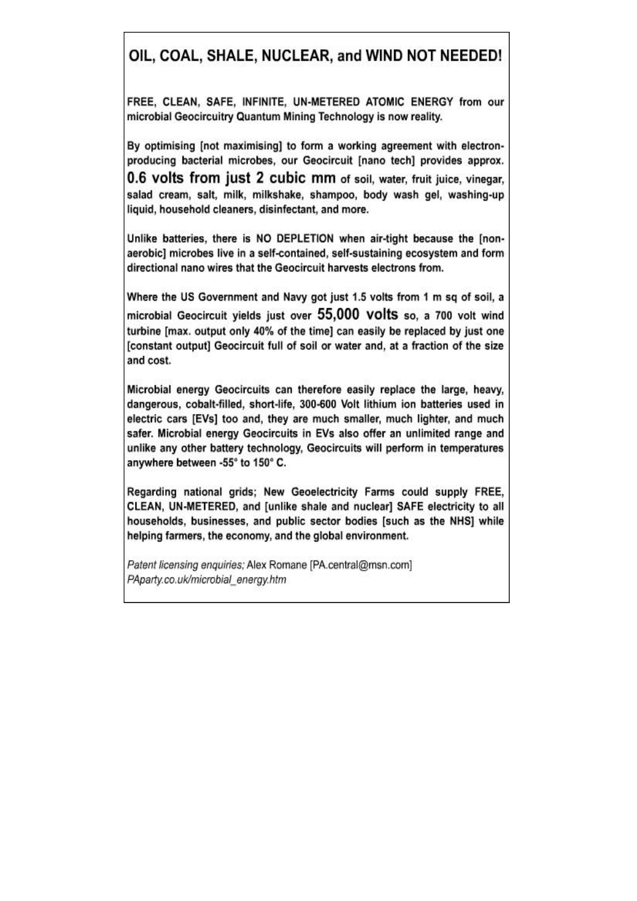# OIL, COAL, SHALE, NUCLEAR, and WIND NOT NEEDED!

FREE, CLEAN, SAFE, INFINITE, UN-METERED ATOMIC ENERGY from our microbial Geocircuitry Quantum Mining Technology is now reality.

By optimising [not maximising] to form a working agreement with electron-producing bacterial microbes, our Geocircuit [nano tech] provides approx. **0.6 volts from just 2 cubic mm** of soil, water, fruit juice, vinegar, salad cream, salt, milk, milkshake, shampoo, body wash gel, washing-up liquid, household cleaners, disinfectant, and more.

Unlike batteries, there is NO DEPLETION when air-tight because the [non-aerobic] microbes live in a self-contained, self-sustaining ecosystem and form directional nano wires that the Geocircuit harvests electrons from.

Where the US Government and Navy got just 1.5 volts from 1 m sq of soil, a microbial Geocircuit yields just over **55,000 volts** so, a 700 volt wind turbine [max. output only 40% of the time] can easily be replaced by just one [constant output] Geocircuit full of soil or water and, at a fraction of the size and cost.

Microbial energy Geocircuits can therefore easily replace the large, heavy, dangerous, cobalt-filled, short-life, 300-600 Volt lithium ion batteries used in electric cars [EVs] too and, they are much smaller, much lighter, and much safer. Microbial energy Geocircuits in EVs also offer an unlimited range and unlike any other battery technology, Geocircuits will perform in temperatures anywhere between -55° to 150° C.

Regarding national grids; New Geoelectricity Farms could supply FREE, CLEAN, UN-METERED, and [unlike shale and nuclear] SAFE electricity to all households, businesses, and public sector bodies [such as the NHS] while helping farmers, the economy, and the global environment.

*Patent licensing enquiries;* Alex Romane [PA.central@msn.com]
*PAparty.co.uk/microbial_energy.htm*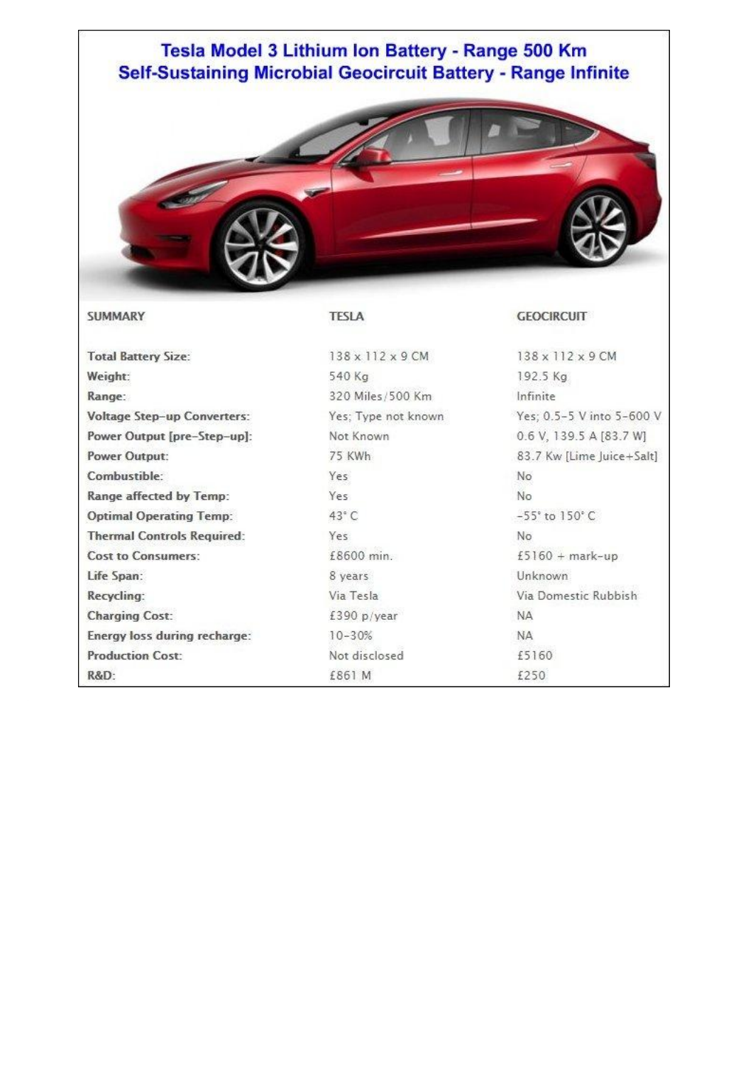## Tesla Model 3 Lithium Ion Battery - Range 500 Km
## Self-Sustaining Microbial Geocircuit Battery - Range Infinite

| SUMMARY | TESLA | GEOCIRCUIT |
|---|---|---|
| Total Battery Size: | 138 x 112 x 9 CM | 138 x 112 x 9 CM |
| Weight: | 540 Kg | 192.5 Kg |
| Range: | 320 Miles/500 Km | Infinite |
| Voltage Step-up Converters: | Yes; Type not known | Yes; 0.5-5 V into 5-600 V |
| Power Output [pre-Step-up]: | Not Known | 0.6 V, 139.5 A [83.7 W] |
| Power Output: | 75 KWh | 83.7 Kw [Lime Juice+Salt] |
| Combustible: | Yes | No |
| Range affected by Temp: | Yes | No |
| Optimal Operating Temp: | 43° C | -55° to 150° C |
| Thermal Controls Required: | Yes | No |
| Cost to Consumers: | £8600 min. | £5160 + mark-up |
| Life Span: | 8 years | Unknown |
| Recycling: | Via Tesla | Via Domestic Rubbish |
| Charging Cost: | £390 p/year | NA |
| Energy loss during recharge: | 10-30% | NA |
| Production Cost: | Not disclosed | £5160 |
| R&D: | £861 M | £250 |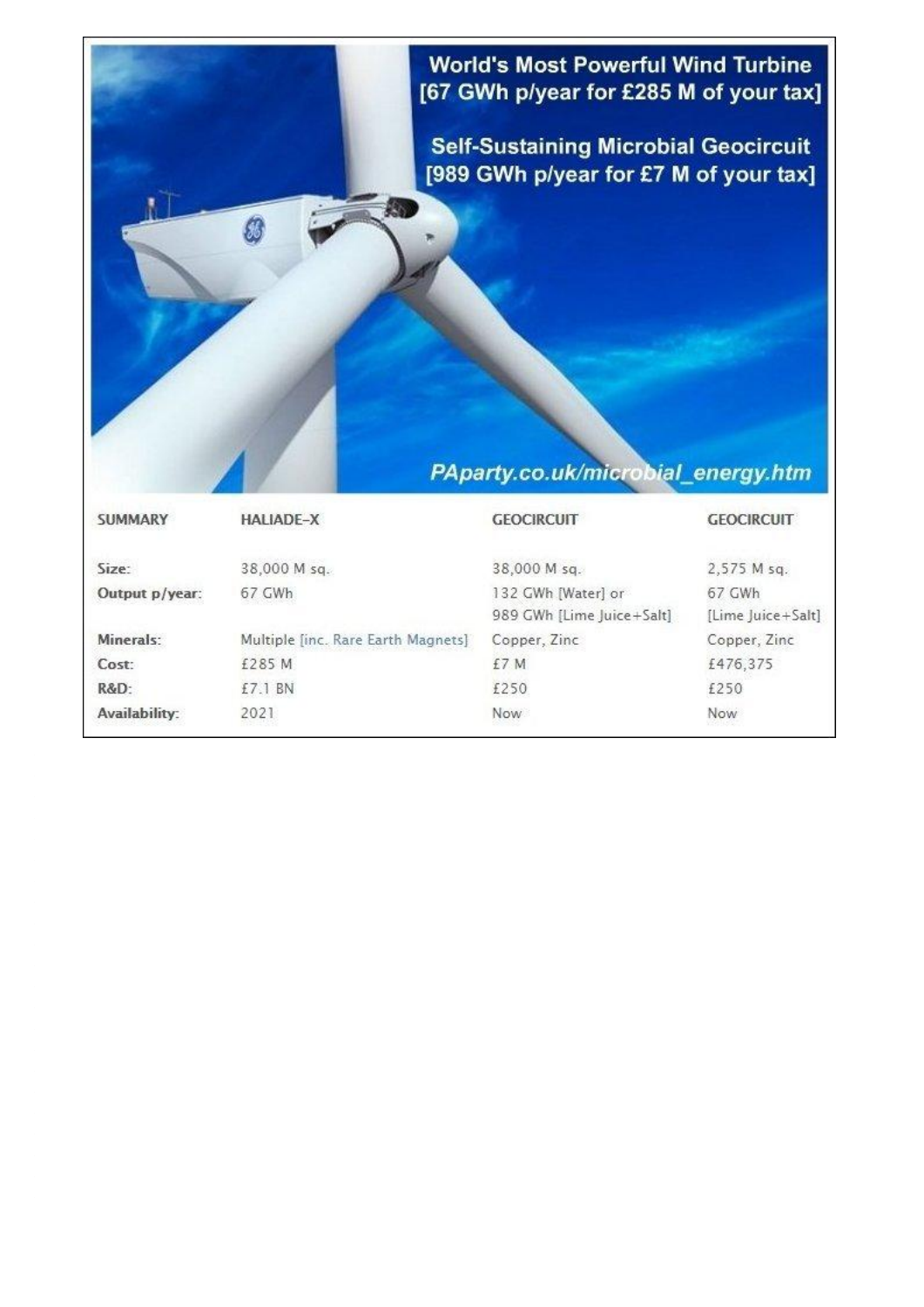World's Most Powerful Wind Turbine
[67 GWh p/year for £285 M of your tax]

Self-Sustaining Microbial Geocircuit
[989 GWh p/year for £7 M of your tax]

PAparty.co.uk/microbial_energy.htm

| SUMMARY | HALIADE-X | GEOCIRCUIT | GEOCIRCUIT |
|---|---|---|---|
| **Size:** | 38,000 M sq. | 38,000 M sq. | 2,575 M sq. |
| **Output p/year:** | 67 GWh | 132 GWh [Water] or 989 GWh [Lime Juice+Salt] | 67 GWh [Lime Juice+Salt] |
| **Minerals:** | Multiple [inc. Rare Earth Magnets] | Copper, Zinc | Copper, Zinc |
| **Cost:** | £285 M | £7 M | £476,375 |
| **R&D:** | £7.1 BN | £250 | £250 |
| **Availability:** | 2021 | Now | Now |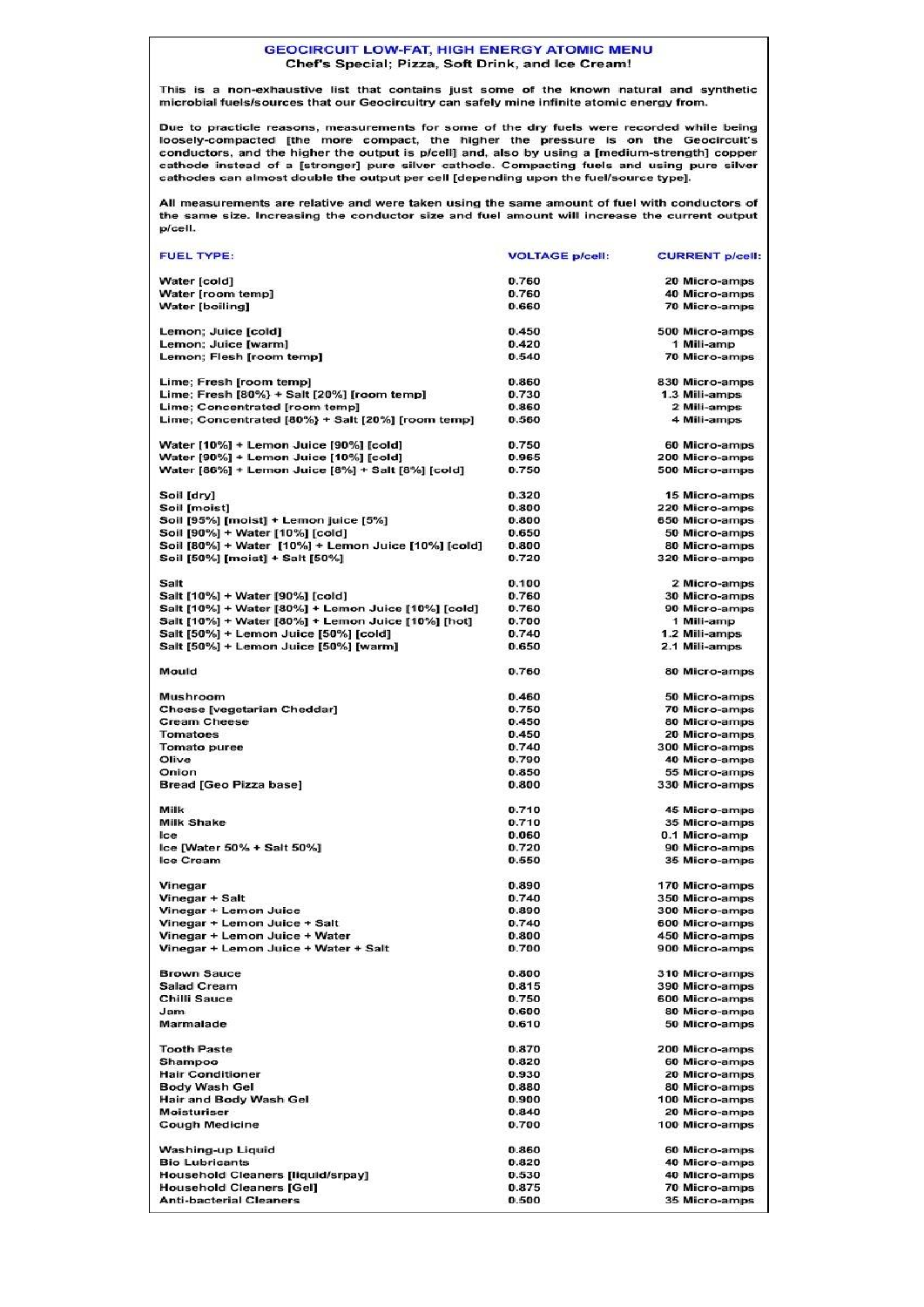# GEOCIRCUIT LOW-FAT, HIGH ENERGY ATOMIC MENU

## Chef's Special; Pizza, Soft Drink, and Ice Cream!

This is a non-exhaustive list that contains just some of the known natural and synthetic microbial fuels/sources that our Geocircuitry can safely mine infinite atomic energy from.

Due to practicle reasons, measurements for some of the dry fuels were recorded while being loosely-compacted [the more compact, the higher the pressure is on the Geocircuit's conductors, and the higher the output is p/cell] and, also by using a [medium-strength] copper cathode instead of a [stronger] pure silver cathode. Compacting fuels and using pure silver cathodes can almost double the output per cell [depending upon the fuel/source type].

All measurements are relative and were taken using the same amount of fuel with conductors of the same size. Increasing the conductor size and fuel amount will increase the current output p/cell.

| FUEL TYPE: | VOLTAGE p/cell: | CURRENT p/cell: |
|---|---|---|
| Water [cold] | 0.760 | 20 Micro-amps |
| Water [room temp] | 0.760 | 40 Micro-amps |
| Water [boiling] | 0.660 | 70 Micro-amps |
| Lemon; Juice [cold] | 0.450 | 500 Micro-amps |
| Lemon; Juice [warm] | 0.420 | 1 Mili-amp |
| Lemon; Flesh [room temp] | 0.540 | 70 Micro-amps |
| Lime; Fresh [room temp] | 0.860 | 830 Micro-amps |
| Lime; Fresh [80%] + Salt [20%] [room temp] | 0.730 | 1.3 Mili-amps |
| Lime; Concentrated [room temp] | 0.860 | 2 Mili-amps |
| Lime; Concentrated [80%] + Salt [20%] [room temp] | 0.560 | 4 Mili-amps |
| Water [10%] + Lemon Juice [90%] [cold] | 0.750 | 60 Micro-amps |
| Water [90%] + Lemon Juice [10%] [cold] | 0.965 | 200 Micro-amps |
| Water [86%] + Lemon Juice [6%] + Salt [8%] [cold] | 0.750 | 500 Micro-amps |
| Soil [dry] | 0.320 | 15 Micro-amps |
| Soil [moist] | 0.800 | 220 Micro-amps |
| Soil [95%] [moist] + Lemon juice [5%] | 0.800 | 650 Micro-amps |
| Soil [90%] + Water [10%] [cold] | 0.650 | 50 Micro-amps |
| Soil [80%] + Water [10%] + Lemon Juice [10%] [cold] | 0.800 | 80 Micro-amps |
| Soil [50%] [moist] + Salt [50%] | 0.720 | 320 Micro-amps |
| Salt | 0.100 | 2 Micro-amps |
| Salt [10%] + Water [90%] [cold] | 0.760 | 30 Micro-amps |
| Salt [10%] + Water [80%] + Lemon Juice [10%] [cold] | 0.760 | 90 Micro-amps |
| Salt [10%] + Water [80%] + Lemon Juice [10%] [hot] | 0.700 | 1 Mili-amp |
| Salt [50%] + Lemon Juice [50%] [cold] | 0.740 | 1.2 Mili-amps |
| Salt [50%] + Lemon Juice [50%] [warm] | 0.650 | 2.1 Mili-amps |
| Mould | 0.760 | 80 Micro-amps |
| Mushroom | 0.460 | 50 Micro-amps |
| Cheese [vegetarian Cheddar] | 0.750 | 70 Micro-amps |
| Cream Cheese | 0.450 | 80 Micro-amps |
| Tomatoes | 0.450 | 20 Micro-amps |
| Tomato puree | 0.740 | 300 Micro-amps |
| Olive | 0.790 | 40 Micro-amps |
| Onion | 0.850 | 55 Micro-amps |
| Bread [Geo Pizza base] | 0.800 | 330 Micro-amps |
| Milk | 0.710 | 45 Micro-amps |
| Milk Shake | 0.710 | 35 Micro-amps |
| Ice | 0.060 | 0.1 Micro-amp |
| Ice [Water 50% + Salt 50%] | 0.720 | 90 Micro-amps |
| Ice Cream | 0.550 | 35 Micro-amps |
| Vinegar | 0.890 | 170 Micro-amps |
| Vinegar + Salt | 0.740 | 350 Micro-amps |
| Vinegar + Lemon Juice | 0.890 | 300 Micro-amps |
| Vinegar + Lemon Juice + Salt | 0.740 | 600 Micro-amps |
| Vinegar + Lemon Juice + Water | 0.800 | 450 Micro-amps |
| Vinegar + Lemon Juice + Water + Salt | 0.700 | 900 Micro-amps |
| Brown Sauce | 0.800 | 310 Micro-amps |
| Salad Cream | 0.815 | 390 Micro-amps |
| Chilli Sauce | 0.750 | 600 Micro-amps |
| Jam | 0.600 | 80 Micro-amps |
| Marmalade | 0.610 | 50 Micro-amps |
| Tooth Paste | 0.870 | 200 Micro-amps |
| Shampoo | 0.820 | 60 Micro-amps |
| Hair Conditioner | 0.930 | 20 Micro-amps |
| Body Wash Gel | 0.880 | 80 Micro-amps |
| Hair and Body Wash Gel | 0.900 | 100 Micro-amps |
| Moisturiser | 0.840 | 20 Micro-amps |
| Cough Medicine | 0.700 | 100 Micro-amps |
| Washing-up Liquid | 0.860 | 60 Micro-amps |
| Bio Lubricants | 0.820 | 40 Micro-amps |
| Household Cleaners [liquid/srpay] | 0.530 | 40 Micro-amps |
| Household Cleaners [Gel] | 0.875 | 70 Micro-amps |
| Anti-bacterial Cleaners | 0.500 | 35 Micro-amps |